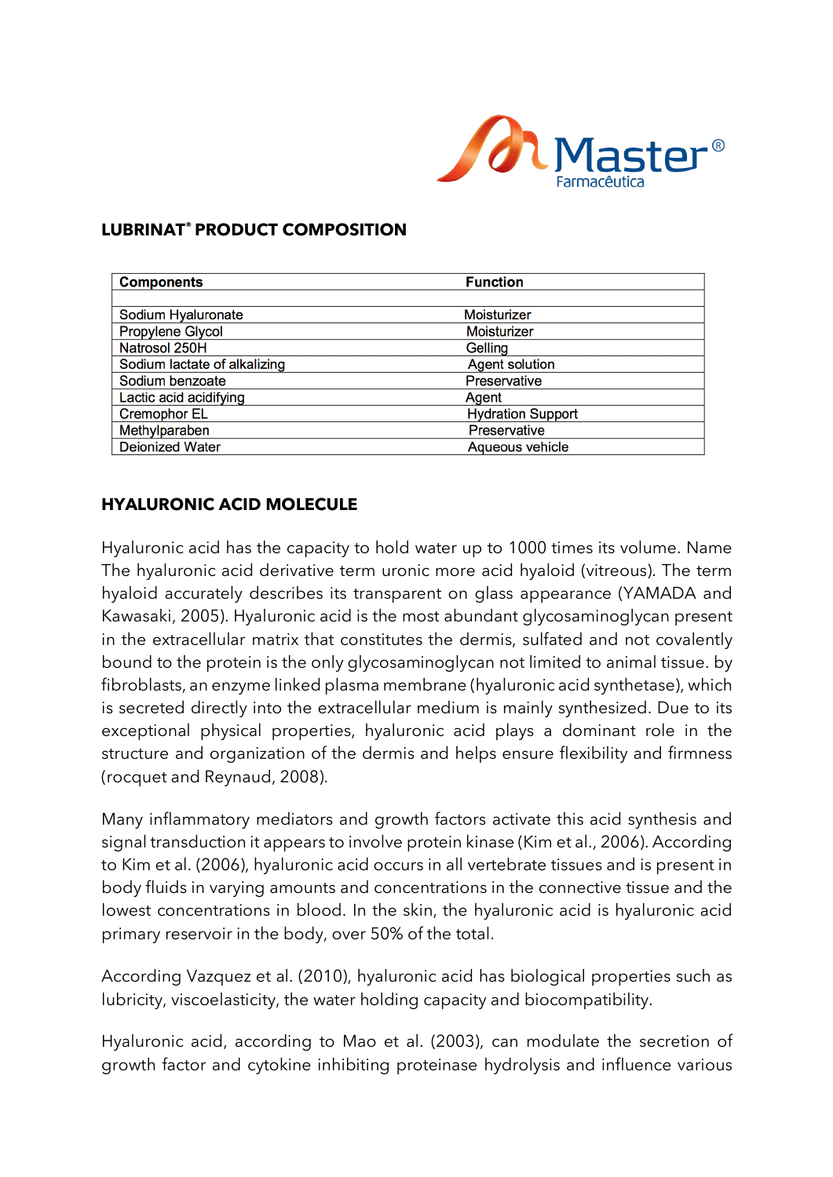## LUBRINAT® PRODUCT COMPOSITION

| Components | Function |
|---|---|
| | |
| Sodium Hyaluronate | Moisturizer |
| Propylene Glycol | Moisturizer |
| Natrosol 250H | Gelling |
| Sodium lactate of alkalizing | Agent solution |
| Sodium benzoate | Preservative |
| Lactic acid acidifying | Agent |
| Cremophor EL | Hydration Support |
| Methylparaben | Preservative |
| Deionized Water | Aqueous vehicle |

## HYALURONIC ACID MOLECULE

Hyaluronic acid has the capacity to hold water up to 1000 times its volume. Name The hyaluronic acid derivative term uronic more acid hyaloid (vitreous). The term hyaloid accurately describes its transparent on glass appearance (YAMADA and Kawasaki, 2005). Hyaluronic acid is the most abundant glycosaminoglycan present in the extracellular matrix that constitutes the dermis, sulfated and not covalently bound to the protein is the only glycosaminoglycan not limited to animal tissue. by fibroblasts, an enzyme linked plasma membrane (hyaluronic acid synthetase), which is secreted directly into the extracellular medium is mainly synthesized. Due to its exceptional physical properties, hyaluronic acid plays a dominant role in the structure and organization of the dermis and helps ensure flexibility and firmness (rocquet and Reynaud, 2008).

Many inflammatory mediators and growth factors activate this acid synthesis and signal transduction it appears to involve protein kinase (Kim et al., 2006). According to Kim et al. (2006), hyaluronic acid occurs in all vertebrate tissues and is present in body fluids in varying amounts and concentrations in the connective tissue and the lowest concentrations in blood. In the skin, the hyaluronic acid is hyaluronic acid primary reservoir in the body, over 50% of the total.

According Vazquez et al. (2010), hyaluronic acid has biological properties such as lubricity, viscoelasticity, the water holding capacity and biocompatibility.

Hyaluronic acid, according to Mao et al. (2003), can modulate the secretion of growth factor and cytokine inhibiting proteinase hydrolysis and influence various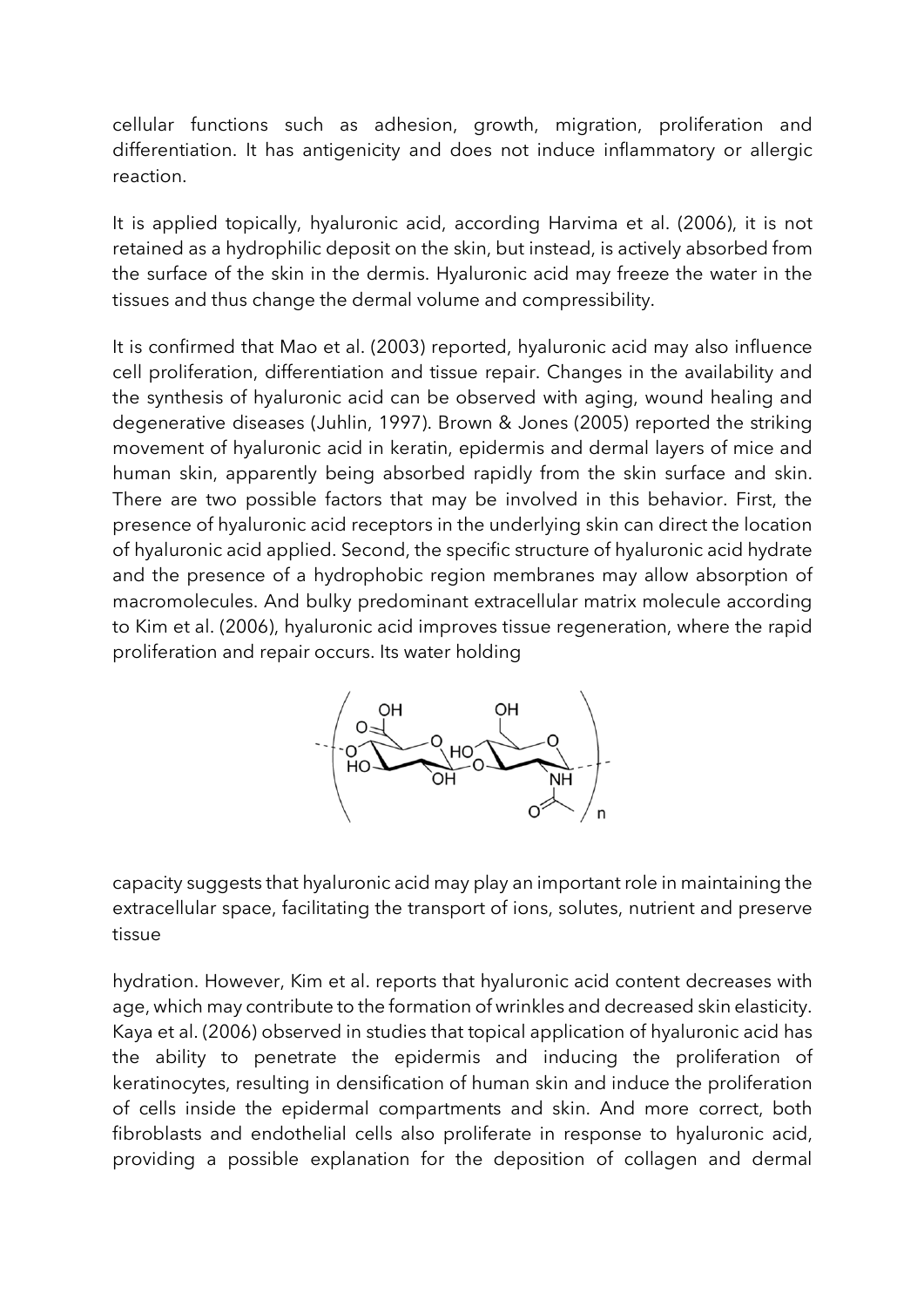cellular functions such as adhesion, growth, migration, proliferation and differentiation. It has antigenicity and does not induce inflammatory or allergic reaction.

It is applied topically, hyaluronic acid, according Harvima et al. (2006), it is not retained as a hydrophilic deposit on the skin, but instead, is actively absorbed from the surface of the skin in the dermis. Hyaluronic acid may freeze the water in the tissues and thus change the dermal volume and compressibility.

It is confirmed that Mao et al. (2003) reported, hyaluronic acid may also influence cell proliferation, differentiation and tissue repair. Changes in the availability and the synthesis of hyaluronic acid can be observed with aging, wound healing and degenerative diseases (Juhlin, 1997). Brown & Jones (2005) reported the striking movement of hyaluronic acid in keratin, epidermis and dermal layers of mice and human skin, apparently being absorbed rapidly from the skin surface and skin. There are two possible factors that may be involved in this behavior. First, the presence of hyaluronic acid receptors in the underlying skin can direct the location of hyaluronic acid applied. Second, the specific structure of hyaluronic acid hydrate and the presence of a hydrophobic region membranes may allow absorption of macromolecules. And bulky predominant extracellular matrix molecule according to Kim et al. (2006), hyaluronic acid improves tissue regeneration, where the rapid proliferation and repair occurs. Its water holding

capacity suggests that hyaluronic acid may play an important role in maintaining the extracellular space, facilitating the transport of ions, solutes, nutrient and preserve tissue

hydration. However, Kim et al. reports that hyaluronic acid content decreases with age, which may contribute to the formation of wrinkles and decreased skin elasticity. Kaya et al. (2006) observed in studies that topical application of hyaluronic acid has the ability to penetrate the epidermis and inducing the proliferation of keratinocytes, resulting in densification of human skin and induce the proliferation of cells inside the epidermal compartments and skin. And more correct, both fibroblasts and endothelial cells also proliferate in response to hyaluronic acid, providing a possible explanation for the deposition of collagen and dermal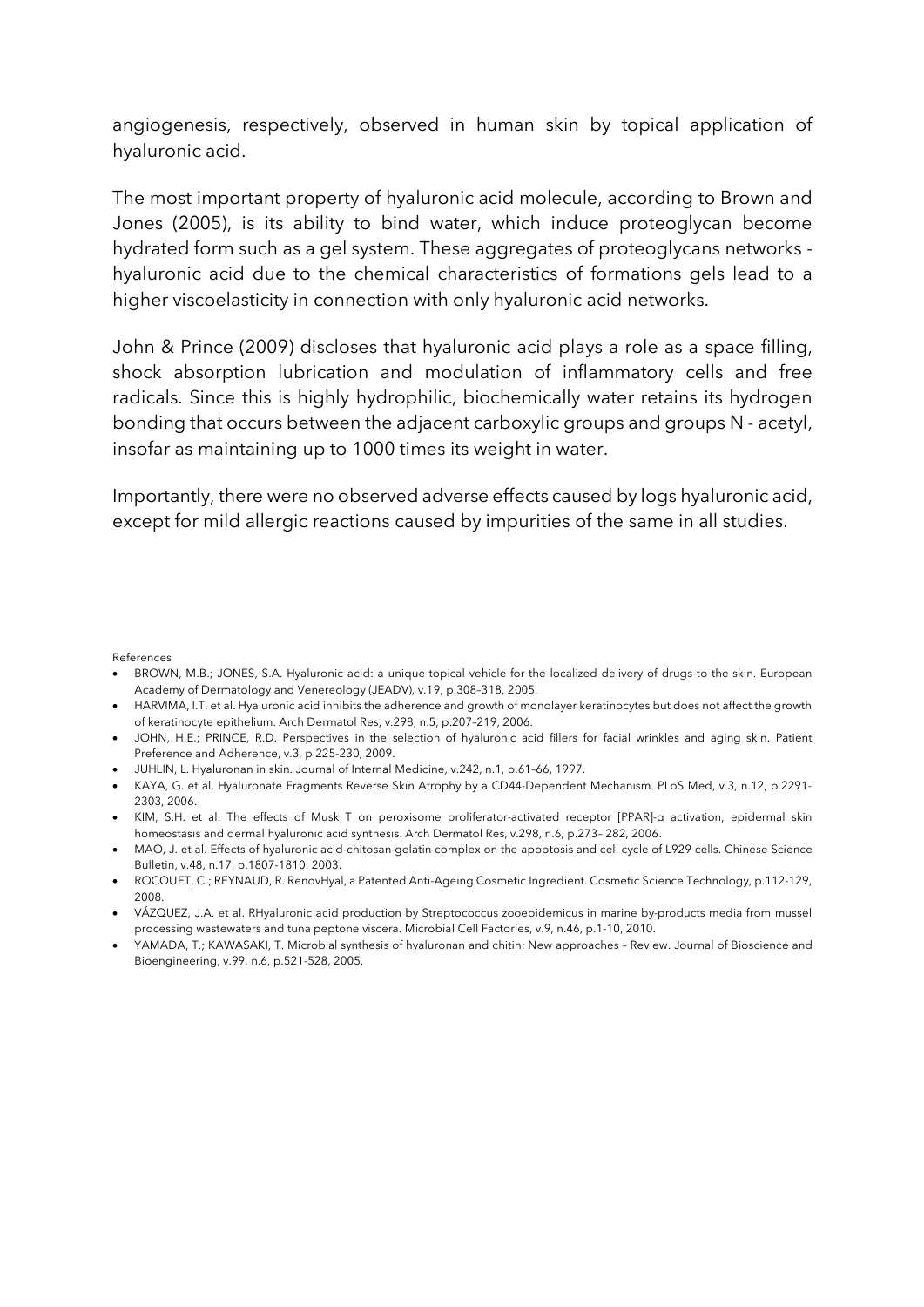angiogenesis, respectively, observed in human skin by topical application of hyaluronic acid.

The most important property of hyaluronic acid molecule, according to Brown and Jones (2005), is its ability to bind water, which induce proteoglycan become hydrated form such as a gel system. These aggregates of proteoglycans networks - hyaluronic acid due to the chemical characteristics of formations gels lead to a higher viscoelasticity in connection with only hyaluronic acid networks.

John & Prince (2009) discloses that hyaluronic acid plays a role as a space filling, shock absorption lubrication and modulation of inflammatory cells and free radicals. Since this is highly hydrophilic, biochemically water retains its hydrogen bonding that occurs between the adjacent carboxylic groups and groups N - acetyl, insofar as maintaining up to 1000 times its weight in water.

Importantly, there were no observed adverse effects caused by logs hyaluronic acid, except for mild allergic reactions caused by impurities of the same in all studies.

References

- BROWN, M.B.; JONES, S.A. Hyaluronic acid: a unique topical vehicle for the localized delivery of drugs to the skin. European Academy of Dermatology and Venereology (JEADV), v.19, p.308–318, 2005.
- HARVIMA, I.T. et al. Hyaluronic acid inhibits the adherence and growth of monolayer keratinocytes but does not affect the growth of keratinocyte epithelium. Arch Dermatol Res, v.298, n.5, p.207–219, 2006.
- JOHN, H.E.; PRINCE, R.D. Perspectives in the selection of hyaluronic acid fillers for facial wrinkles and aging skin. Patient Preference and Adherence, v.3, p.225-230, 2009.
- JUHLIN, L. Hyaluronan in skin. Journal of Internal Medicine, v.242, n.1, p.61–66, 1997.
- KAYA, G. et al. Hyaluronate Fragments Reverse Skin Atrophy by a CD44-Dependent Mechanism. PLoS Med, v.3, n.12, p.2291-2303, 2006.
- KIM, S.H. et al. The effects of Musk T on peroxisome proliferator-activated receptor [PPAR]-α activation, epidermal skin homeostasis and dermal hyaluronic acid synthesis. Arch Dermatol Res, v.298, n.6, p.273– 282, 2006.
- MAO, J. et al. Effects of hyaluronic acid-chitosan-gelatin complex on the apoptosis and cell cycle of L929 cells. Chinese Science Bulletin, v.48, n.17, p.1807-1810, 2003.
- ROCQUET, C.; REYNAUD, R. RenovHyal, a Patented Anti-Ageing Cosmetic Ingredient. Cosmetic Science Technology, p.112-129, 2008.
- VÁZQUEZ, J.A. et al. RHyaluronic acid production by Streptococcus zooepidemicus in marine by-products media from mussel processing wastewaters and tuna peptone viscera. Microbial Cell Factories, v.9, n.46, p.1-10, 2010.
- YAMADA, T.; KAWASAKI, T. Microbial synthesis of hyaluronan and chitin: New approaches – Review. Journal of Bioscience and Bioengineering, v.99, n.6, p.521-528, 2005.